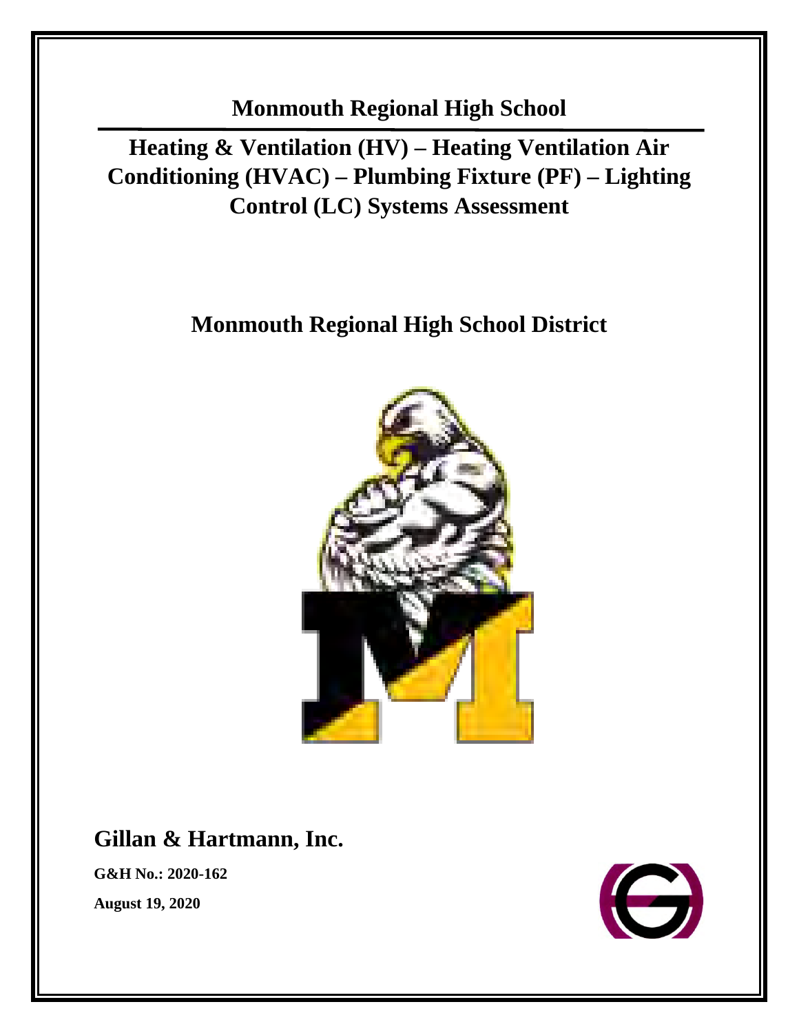# Monmouth Regional High School

## Heating & Ventilation (HV) – Heating Ventilation Air Conditioning (HVAC) – Plumbing Fixture (PF) – Lighting Control (LC) Systems Assessment

## Monmouth Regional High School District

## Gillan & Hartmann, Inc.

**G&H No.: 2020-162**

**August 19, 2020**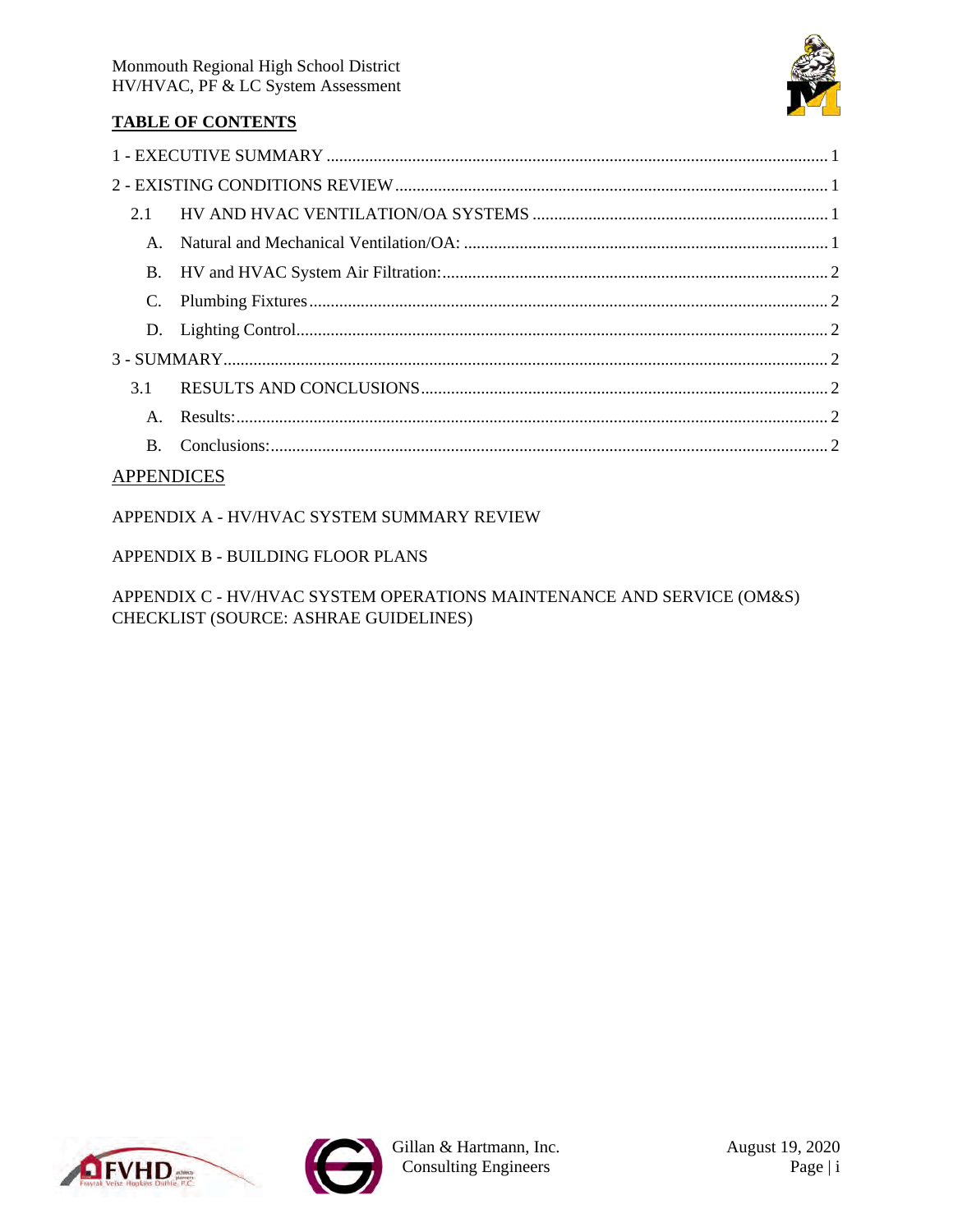## TABLE OF CONTENTS

1 - EXECUTIVE SUMMARY .......... 1

2 - EXISTING CONDITIONS REVIEW .......... 1

- 2.1 HV AND HVAC VENTILATION/OA SYSTEMS .......... 1
  - A. Natural and Mechanical Ventilation/OA: .......... 1
  - B. HV and HVAC System Air Filtration: .......... 2
  - C. Plumbing Fixtures .......... 2
  - D. Lighting Control .......... 2

3 - SUMMARY .......... 2

- 3.1 RESULTS AND CONCLUSIONS .......... 2
  - A. Results: .......... 2
  - B. Conclusions: .......... 2

## APPENDICES

APPENDIX A - HV/HVAC SYSTEM SUMMARY REVIEW

APPENDIX B - BUILDING FLOOR PLANS

APPENDIX C - HV/HVAC SYSTEM OPERATIONS MAINTENANCE AND SERVICE (OM&S) CHECKLIST (SOURCE: ASHRAE GUIDELINES)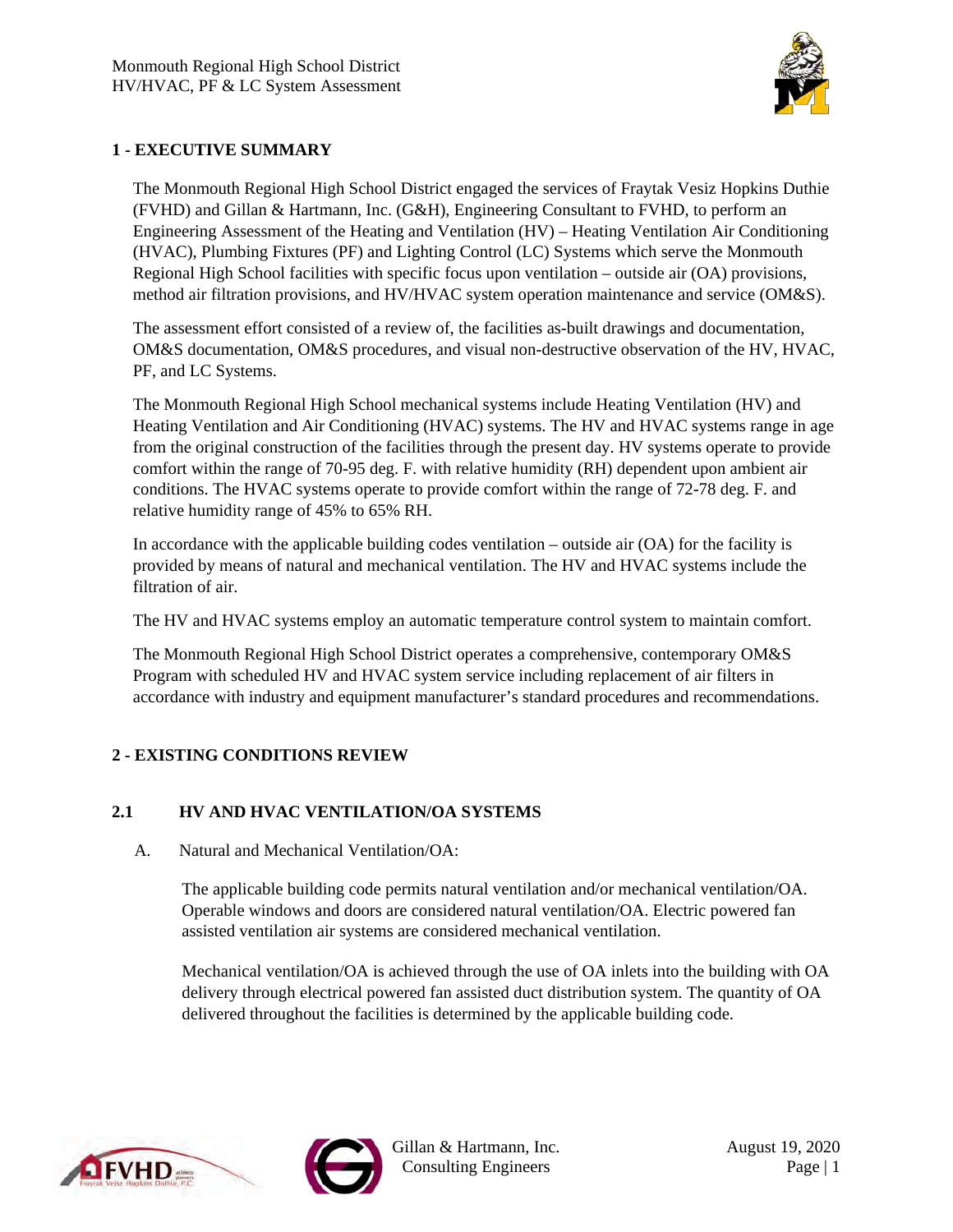## 1 - EXECUTIVE SUMMARY

The Monmouth Regional High School District engaged the services of Fraytak Vesiz Hopkins Duthie (FVHD) and Gillan & Hartmann, Inc. (G&H), Engineering Consultant to FVHD, to perform an Engineering Assessment of the Heating and Ventilation (HV) – Heating Ventilation Air Conditioning (HVAC), Plumbing Fixtures (PF) and Lighting Control (LC) Systems which serve the Monmouth Regional High School facilities with specific focus upon ventilation – outside air (OA) provisions, method air filtration provisions, and HV/HVAC system operation maintenance and service (OM&S).

The assessment effort consisted of a review of, the facilities as-built drawings and documentation, OM&S documentation, OM&S procedures, and visual non-destructive observation of the HV, HVAC, PF, and LC Systems.

The Monmouth Regional High School mechanical systems include Heating Ventilation (HV) and Heating Ventilation and Air Conditioning (HVAC) systems. The HV and HVAC systems range in age from the original construction of the facilities through the present day. HV systems operate to provide comfort within the range of 70-95 deg. F. with relative humidity (RH) dependent upon ambient air conditions. The HVAC systems operate to provide comfort within the range of 72-78 deg. F. and relative humidity range of 45% to 65% RH.

In accordance with the applicable building codes ventilation – outside air (OA) for the facility is provided by means of natural and mechanical ventilation. The HV and HVAC systems include the filtration of air.

The HV and HVAC systems employ an automatic temperature control system to maintain comfort.

The Monmouth Regional High School District operates a comprehensive, contemporary OM&S Program with scheduled HV and HVAC system service including replacement of air filters in accordance with industry and equipment manufacturer's standard procedures and recommendations.

## 2 - EXISTING CONDITIONS REVIEW

### 2.1 HV AND HVAC VENTILATION/OA SYSTEMS

A. Natural and Mechanical Ventilation/OA:

The applicable building code permits natural ventilation and/or mechanical ventilation/OA. Operable windows and doors are considered natural ventilation/OA. Electric powered fan assisted ventilation air systems are considered mechanical ventilation.

Mechanical ventilation/OA is achieved through the use of OA inlets into the building with OA delivery through electrical powered fan assisted duct distribution system. The quantity of OA delivered throughout the facilities is determined by the applicable building code.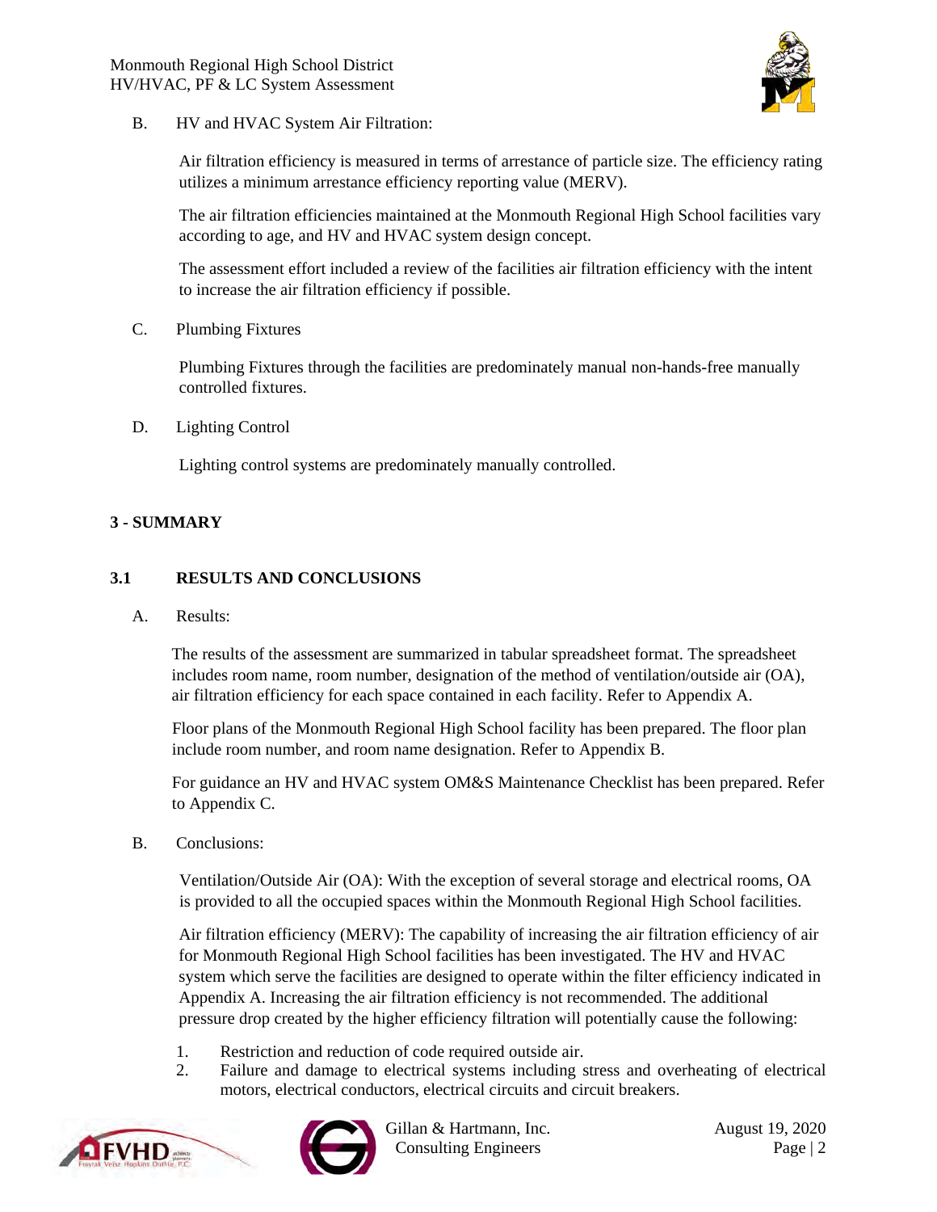B. HV and HVAC System Air Filtration:

Air filtration efficiency is measured in terms of arrestance of particle size. The efficiency rating utilizes a minimum arrestance efficiency reporting value (MERV).

The air filtration efficiencies maintained at the Monmouth Regional High School facilities vary according to age, and HV and HVAC system design concept.

The assessment effort included a review of the facilities air filtration efficiency with the intent to increase the air filtration efficiency if possible.

C. Plumbing Fixtures

Plumbing Fixtures through the facilities are predominately manual non-hands-free manually controlled fixtures.

D. Lighting Control

Lighting control systems are predominately manually controlled.

## 3 - SUMMARY

### 3.1 RESULTS AND CONCLUSIONS

A. Results:

The results of the assessment are summarized in tabular spreadsheet format. The spreadsheet includes room name, room number, designation of the method of ventilation/outside air (OA), air filtration efficiency for each space contained in each facility. Refer to Appendix A.

Floor plans of the Monmouth Regional High School facility has been prepared. The floor plan include room number, and room name designation. Refer to Appendix B.

For guidance an HV and HVAC system OM&S Maintenance Checklist has been prepared. Refer to Appendix C.

B. Conclusions:

Ventilation/Outside Air (OA): With the exception of several storage and electrical rooms, OA is provided to all the occupied spaces within the Monmouth Regional High School facilities.

Air filtration efficiency (MERV): The capability of increasing the air filtration efficiency of air for Monmouth Regional High School facilities has been investigated. The HV and HVAC system which serve the facilities are designed to operate within the filter efficiency indicated in Appendix A. Increasing the air filtration efficiency is not recommended. The additional pressure drop created by the higher efficiency filtration will potentially cause the following:

1. Restriction and reduction of code required outside air.
2. Failure and damage to electrical systems including stress and overheating of electrical motors, electrical conductors, electrical circuits and circuit breakers.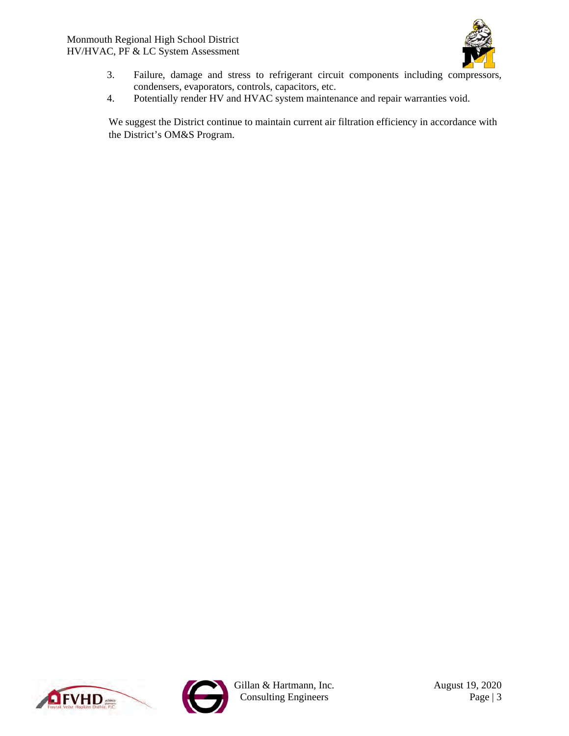3. Failure, damage and stress to refrigerant circuit components including compressors, condensers, evaporators, controls, capacitors, etc.
4. Potentially render HV and HVAC system maintenance and repair warranties void.

We suggest the District continue to maintain current air filtration efficiency in accordance with the District's OM&S Program.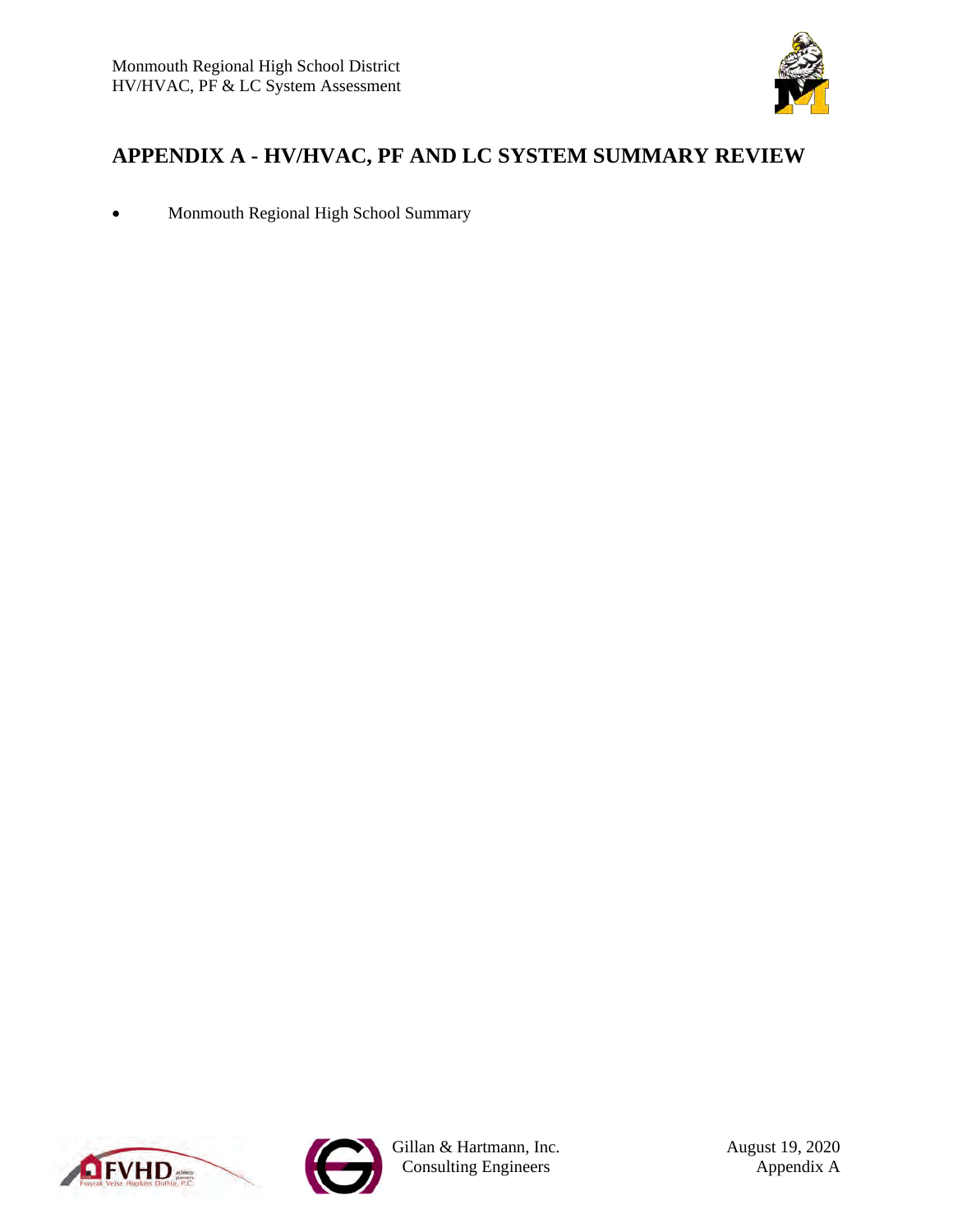## APPENDIX A - HV/HVAC, PF AND LC SYSTEM SUMMARY REVIEW

- Monmouth Regional High School Summary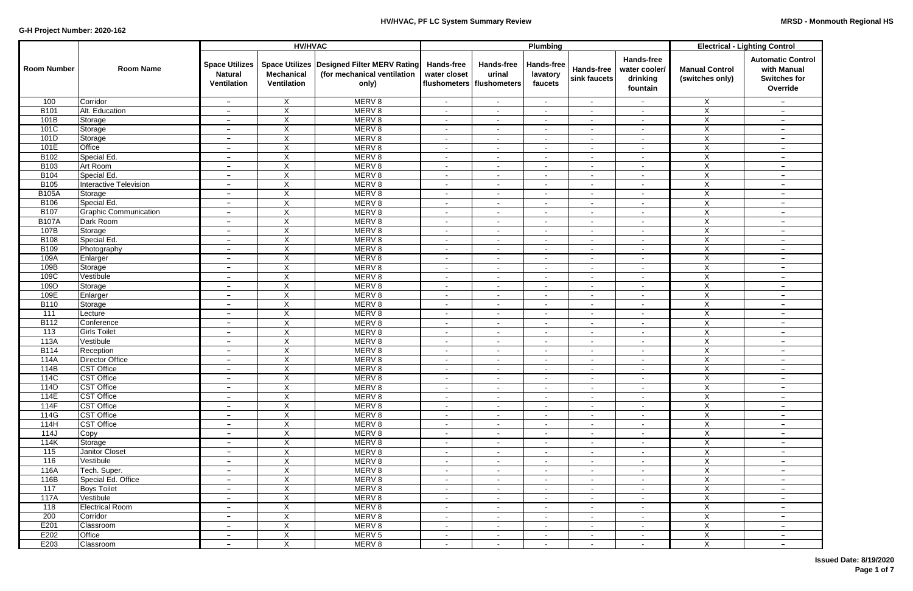**G-H Project Number: 2020-162**

# HV/HVAC, PF LC System Summary Review

**MRSD - Monmouth Regional HS**

| Room Number | Room Name | HV/HVAC | | | Plumbing | | | | | Electrical - Lighting Control | |
|---|---|---|---|---|---|---|---|---|---|---|---|
| | | Space Utilizes Natural Ventilation | Space Utilizes Mechanical Ventilation | Designed Filter MERV Rating (for mechanical ventilation only) | Hands-free water closet flushometers | Hands-free urinal flushometers | Hands-free lavatory faucets | Hands-free sink faucets | Hands-free water cooler/ drinking fountain | Manual Control (switches only) | Automatic Control with Manual Switches for Override |
| 100 | Corridor | – | X | MERV 8 | - | - | - | - | – | X | – |
| B101 | Alt. Education | – | X | MERV 8 | - | - | - | - | - | X | – |
| 101B | Storage | – | X | MERV 8 | - | - | - | - | - | X | – |
| 101C | Storage | – | X | MERV 8 | - | - | - | - | - | X | – |
| 101D | Storage | – | X | MERV 8 | - | - | - | - | - | X | – |
| 101E | Office | – | X | MERV 8 | - | - | - | - | - | X | – |
| B102 | Special Ed. | – | X | MERV 8 | - | - | - | - | - | X | – |
| B103 | Art Room | – | X | MERV 8 | - | - | - | - | - | X | – |
| B104 | Special Ed. | – | X | MERV 8 | - | - | - | - | - | X | – |
| B105 | Interactive Television | – | X | MERV 8 | - | - | - | - | - | X | – |
| B105A | Storage | – | X | MERV 8 | - | - | - | - | - | X | – |
| B106 | Special Ed. | – | X | MERV 8 | - | - | - | - | - | X | – |
| B107 | Graphic Communication | – | X | MERV 8 | - | - | - | - | - | X | – |
| B107A | Dark Room | – | X | MERV 8 | - | - | - | - | - | X | – |
| 107B | Storage | – | X | MERV 8 | - | - | - | - | - | X | – |
| B108 | Special Ed. | – | X | MERV 8 | - | - | - | - | - | X | – |
| B109 | Photography | – | X | MERV 8 | - | - | - | - | - | X | – |
| 109A | Enlarger | – | X | MERV 8 | - | - | - | - | - | X | – |
| 109B | Storage | – | X | MERV 8 | - | - | - | - | - | X | – |
| 109C | Vestibule | – | X | MERV 8 | - | - | - | - | - | X | – |
| 109D | Storage | – | X | MERV 8 | - | - | - | - | - | X | – |
| 109E | Enlarger | – | X | MERV 8 | - | - | - | - | - | X | – |
| B110 | Storage | – | X | MERV 8 | - | - | - | - | - | X | – |
| 111 | Lecture | – | X | MERV 8 | - | - | - | - | - | X | – |
| B112 | Conference | – | X | MERV 8 | - | - | - | - | - | X | – |
| 113 | Girls Toilet | – | X | MERV 8 | - | - | - | - | - | X | – |
| 113A | Vestibule | – | X | MERV 8 | - | - | - | - | - | X | – |
| B114 | Reception | – | X | MERV 8 | - | - | - | - | - | X | – |
| 114A | Director Office | – | X | MERV 8 | - | - | - | - | - | X | – |
| 114B | CST Office | – | X | MERV 8 | - | - | - | - | - | X | – |
| 114C | CST Office | – | X | MERV 8 | - | - | - | - | - | X | – |
| 114D | CST Office | – | X | MERV 8 | - | - | - | - | - | X | – |
| 114E | CST Office | – | X | MERV 8 | - | - | - | - | - | X | – |
| 114F | CST Office | – | X | MERV 8 | - | - | - | - | - | X | – |
| 114G | CST Office | – | X | MERV 8 | - | - | - | - | - | X | – |
| 114H | CST Office | – | X | MERV 8 | - | - | - | - | - | X | – |
| 114J | Copy | – | X | MERV 8 | - | - | - | - | - | X | – |
| 114K | Storage | – | X | MERV 8 | - | - | - | - | - | X | – |
| 115 | Janitor Closet | – | X | MERV 8 | - | - | - | - | - | X | – |
| 116 | Vestibule | – | X | MERV 8 | - | - | - | - | - | X | – |
| 116A | Tech. Super. | – | X | MERV 8 | - | - | - | - | - | X | – |
| 116B | Special Ed. Office | – | X | MERV 8 | - | - | - | - | - | X | – |
| 117 | Boys Toilet | – | X | MERV 8 | - | - | - | - | - | X | – |
| 117A | Vestibule | – | X | MERV 8 | - | - | - | - | - | X | – |
| 118 | Electrical Room | – | X | MERV 8 | - | - | - | - | - | X | – |
| 200 | Corridor | – | X | MERV 8 | - | - | - | - | - | X | – |
| E201 | Classroom | – | X | MERV 8 | - | - | - | - | - | X | – |
| E202 | Office | – | X | MERV 5 | - | - | - | - | - | X | – |
| E203 | Classroom | – | X | MERV 8 | - | - | - | - | - | X | – |

**Issued Date: 8/19/2020**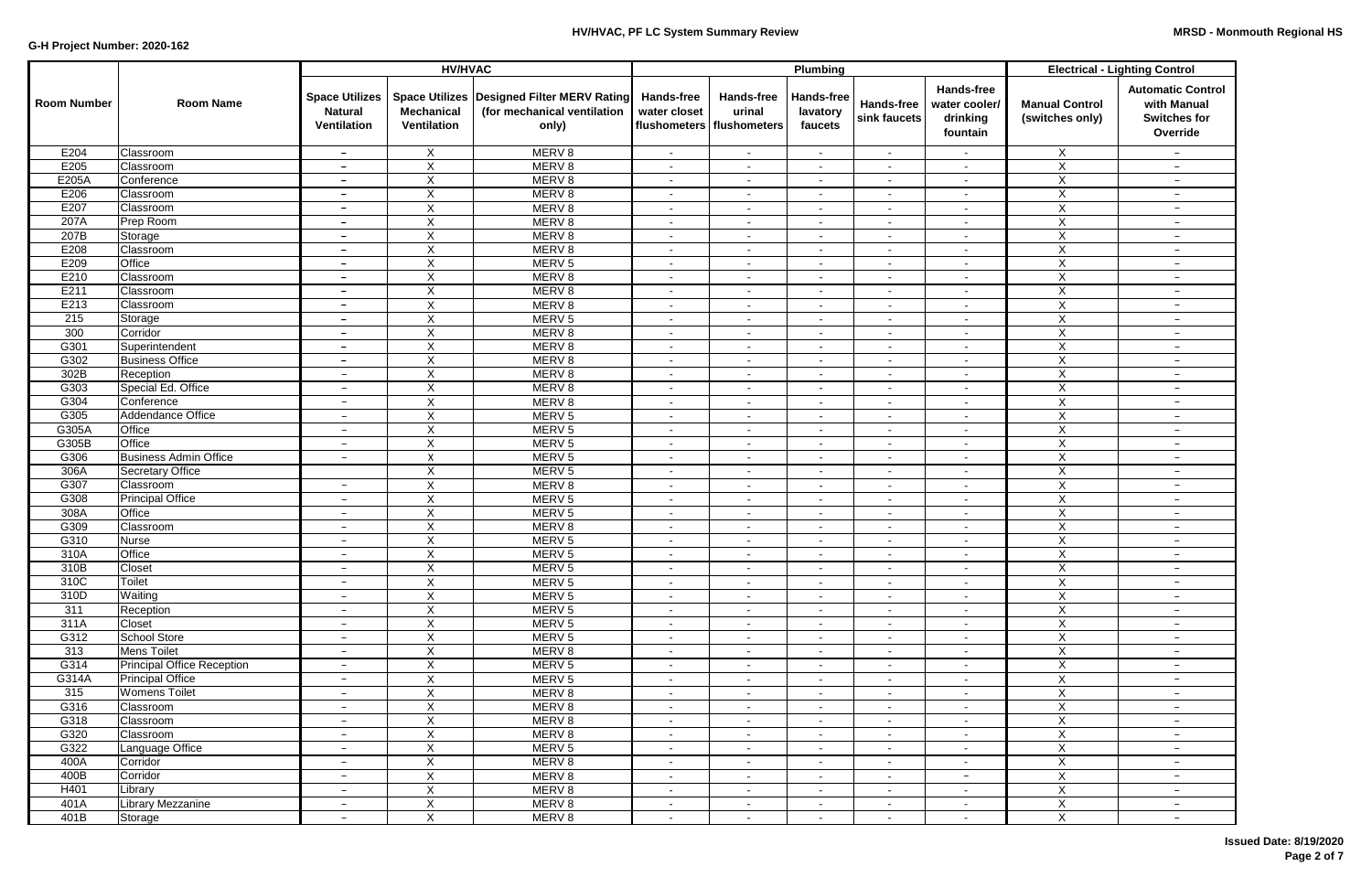G-H Project Number: 2020-162

# HV/HVAC, PF LC System Summary Review

MRSD - Monmouth Regional HS

| Room Number | Room Name | HV/HVAC | | | Plumbing | | | | | Electrical - Lighting Control | |
|---|---|---|---|---|---|---|---|---|---|---|---|
| | | Space Utilizes Natural Ventilation | Space Utilizes Mechanical Ventilation | Designed Filter MERV Rating (for mechanical ventilation only) | Hands-free water closet flushometers | Hands-free urinal flushometers | Hands-free lavatory faucets | Hands-free sink faucets | Hands-free water cooler/ drinking fountain | Manual Control (switches only) | Automatic Control with Manual Switches for Override |
| E204 | Classroom | – | X | MERV 8 | - | - | - | - | - | X | – |
| E205 | Classroom | – | X | MERV 8 | - | - | - | - | - | X | – |
| E205A | Conference | – | X | MERV 8 | - | - | - | - | - | X | – |
| E206 | Classroom | – | X | MERV 8 | - | - | - | - | - | X | – |
| E207 | Classroom | – | X | MERV 8 | - | - | - | - | - | X | – |
| 207A | Prep Room | – | X | MERV 8 | - | - | - | - | - | X | – |
| 207B | Storage | – | X | MERV 8 | - | - | - | - | - | X | – |
| E208 | Classroom | – | X | MERV 8 | - | - | - | - | - | X | – |
| E209 | Office | – | X | MERV 5 | - | - | - | - | - | X | – |
| E210 | Classroom | – | X | MERV 8 | - | - | - | - | - | X | – |
| E211 | Classroom | – | X | MERV 8 | - | - | - | - | - | X | – |
| E213 | Classroom | – | X | MERV 8 | - | - | - | - | - | X | – |
| 215 | Storage | – | X | MERV 5 | - | - | - | - | - | X | – |
| 300 | Corridor | – | X | MERV 8 | - | - | - | - | - | X | – |
| G301 | Superintendent | – | X | MERV 8 | - | - | - | - | - | X | – |
| G302 | Business Office | – | X | MERV 8 | - | - | - | - | - | X | – |
| 302B | Reception | – | X | MERV 8 | - | - | - | - | - | X | – |
| G303 | Special Ed. Office | – | X | MERV 8 | - | - | - | - | - | X | – |
| G304 | Conference | – | X | MERV 8 | - | - | - | - | - | X | – |
| G305 | Addendance Office | – | X | MERV 5 | - | - | - | - | - | X | – |
| G305A | Office | – | X | MERV 5 | - | - | - | - | - | X | – |
| G305B | Office | – | X | MERV 5 | - | - | - | - | - | X | – |
| G306 | Business Admin Office | – | X | MERV 5 | - | - | - | - | - | X | – |
| 306A | Secretary Office | | X | MERV 5 | - | - | - | - | - | X | – |
| G307 | Classroom | – | X | MERV 8 | - | - | - | - | - | X | – |
| G308 | Principal Office | – | X | MERV 5 | - | - | - | - | - | X | – |
| 308A | Office | – | X | MERV 5 | - | - | - | - | - | X | – |
| G309 | Classroom | – | X | MERV 8 | - | - | - | - | - | X | – |
| G310 | Nurse | – | X | MERV 5 | - | - | - | - | - | X | – |
| 310A | Office | – | X | MERV 5 | - | - | - | - | - | X | – |
| 310B | Closet | – | X | MERV 5 | - | - | - | - | - | X | – |
| 310C | Toilet | – | X | MERV 5 | - | - | - | - | - | X | – |
| 310D | Waiting | – | X | MERV 5 | - | - | - | - | - | X | – |
| 311 | Reception | – | X | MERV 5 | - | - | - | - | - | X | – |
| 311A | Closet | – | X | MERV 5 | - | - | - | - | - | X | – |
| G312 | School Store | – | X | MERV 5 | - | - | - | - | - | X | – |
| 313 | Mens Toilet | – | X | MERV 8 | - | - | - | - | - | X | – |
| G314 | Principal Office Reception | – | X | MERV 5 | - | - | - | - | - | X | – |
| G314A | Principal Office | – | X | MERV 5 | - | - | - | - | - | X | – |
| 315 | Womens Toilet | – | X | MERV 8 | - | - | - | - | - | X | – |
| G316 | Classroom | – | X | MERV 8 | - | - | - | - | - | X | – |
| G318 | Classroom | – | X | MERV 8 | - | - | - | - | - | X | – |
| G320 | Classroom | – | X | MERV 8 | - | - | - | - | - | X | – |
| G322 | Language Office | – | X | MERV 5 | - | - | - | - | - | X | – |
| 400A | Corridor | – | X | MERV 8 | - | - | - | - | - | X | – |
| 400B | Corridor | – | X | MERV 8 | - | - | - | - | – | X | – |
| H401 | Library | – | X | MERV 8 | - | - | - | - | - | X | – |
| 401A | Library Mezzanine | – | X | MERV 8 | - | - | - | - | - | X | – |
| 401B | Storage | – | X | MERV 8 | - | - | - | - | - | X | – |

**Issued Date: 8/19/2020**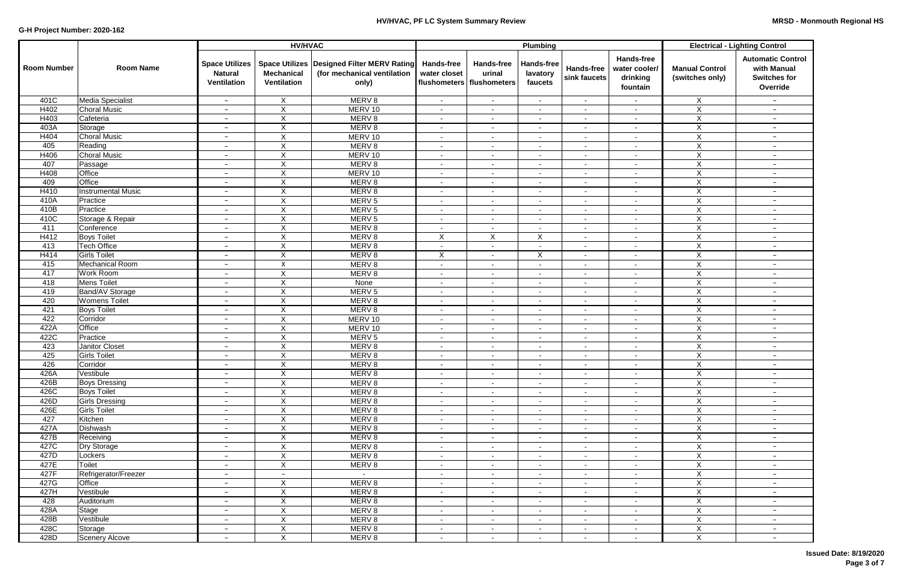G-H Project Number: 2020-162

## HV/HVAC, PF LC System Summary Review

MRSD - Monmouth Regional HS

| Room Number | Room Name | HV/HVAC | | | Plumbing | | | | | Electrical - Lighting Control | |
|---|---|---|---|---|---|---|---|---|---|---|---|
| | | Space Utilizes Natural Ventilation | Space Utilizes Mechanical Ventilation | Designed Filter MERV Rating (for mechanical ventilation only) | Hands-free water closet flushometers | Hands-free urinal flushometers | Hands-free lavatory faucets | Hands-free sink faucets | Hands-free water cooler/ drinking fountain | Manual Control (switches only) | Automatic Control with Manual Switches for Override |
| 401C | Media Specialist | - | X | MERV 8 | - | - | - | - | - | X | - |
| H402 | Choral Music | - | X | MERV 10 | - | - | - | - | - | X | - |
| H403 | Cafeteria | - | X | MERV 8 | - | - | - | - | - | X | - |
| 403A | Storage | - | X | MERV 8 | - | - | - | - | - | X | - |
| H404 | Choral Music | - | X | MERV 10 | - | - | - | - | - | X | - |
| 405 | Reading | - | X | MERV 8 | - | - | - | - | - | X | - |
| H406 | Choral Music | - | X | MERV 10 | - | - | - | - | - | X | - |
| 407 | Passage | - | X | MERV 8 | - | - | - | - | - | X | - |
| H408 | Office | - | X | MERV 10 | - | - | - | - | - | X | - |
| 409 | Office | - | X | MERV 8 | - | - | - | - | - | X | - |
| H410 | Instrumental Music | - | X | MERV 8 | - | - | - | - | - | X | - |
| 410A | Practice | - | X | MERV 5 | - | - | - | - | - | X | - |
| 410B | Practice | - | X | MERV 5 | - | - | - | - | - | X | - |
| 410C | Storage & Repair | - | X | MERV 5 | - | - | - | - | - | X | - |
| 411 | Conference | - | X | MERV 8 | - | - | - | - | - | X | - |
| H412 | Boys Toilet | - | X | MERV 8 | X | X | X | - | - | X | - |
| 413 | Tech Office | - | X | MERV 8 | - | - | - | - | - | X | - |
| H414 | Girls Toilet | - | X | MERV 8 | X | - | X | - | - | X | - |
| 415 | Mechanical Room | - | X | MERV 8 | - | - | - | - | - | X | - |
| 417 | Work Room | - | X | MERV 8 | - | - | - | - | - | X | - |
| 418 | Mens Toilet | - | X | None | - | - | - | - | - | X | - |
| 419 | Band/AV Storage | - | X | MERV 5 | - | - | - | - | - | X | - |
| 420 | Womens Toilet | - | X | MERV 8 | - | - | - | - | - | X | - |
| 421 | Boys Toilet | - | X | MERV 8 | - | - | - | - | - | X | - |
| 422 | Corridor | - | X | MERV 10 | - | - | - | - | - | X | - |
| 422A | Office | - | X | MERV 10 | - | - | - | - | - | X | - |
| 422C | Practice | - | X | MERV 5 | - | - | - | - | - | X | - |
| 423 | Janitor Closet | - | X | MERV 8 | - | - | - | - | - | X | - |
| 425 | Girls Toilet | - | X | MERV 8 | - | - | - | - | - | X | - |
| 426 | Corridor | - | X | MERV 8 | - | - | - | - | - | X | - |
| 426A | Vestibule | - | X | MERV 8 | - | - | - | - | - | X | - |
| 426B | Boys Dressing | - | X | MERV 8 | - | - | - | - | - | X | - |
| 426C | Boys Toilet | - | X | MERV 8 | - | - | - | - | - | X | - |
| 426D | Girls Dressing | - | X | MERV 8 | - | - | - | - | - | X | - |
| 426E | Girls Toilet | - | X | MERV 8 | - | - | - | - | - | X | - |
| 427 | Kitchen | - | X | MERV 8 | - | - | - | - | - | X | - |
| 427A | Dishwash | - | X | MERV 8 | - | - | - | - | - | X | - |
| 427B | Receiving | - | X | MERV 8 | - | - | - | - | - | X | - |
| 427C | Dry Storage | - | X | MERV 8 | - | - | - | - | - | X | - |
| 427D | Lockers | - | X | MERV 8 | - | - | - | - | - | X | - |
| 427E | Toilet | - | X | MERV 8 | - | - | - | - | - | X | - |
| 427F | Refrigerator/Freezer | - | - | - | - | - | - | - | - | X | - |
| 427G | Office | - | X | MERV 8 | - | - | - | - | - | X | - |
| 427H | Vestibule | - | X | MERV 8 | - | - | - | - | - | X | - |
| 428 | Auditorium | - | X | MERV 8 | - | - | - | - | - | X | - |
| 428A | Stage | - | X | MERV 8 | - | - | - | - | - | X | - |
| 428B | Vestibule | - | X | MERV 8 | - | - | - | - | - | X | - |
| 428C | Storage | - | X | MERV 8 | - | - | - | - | - | X | - |
| 428D | Scenery Alcove | - | X | MERV 8 | - | - | - | - | - | X | - |

Issued Date: 8/19/2020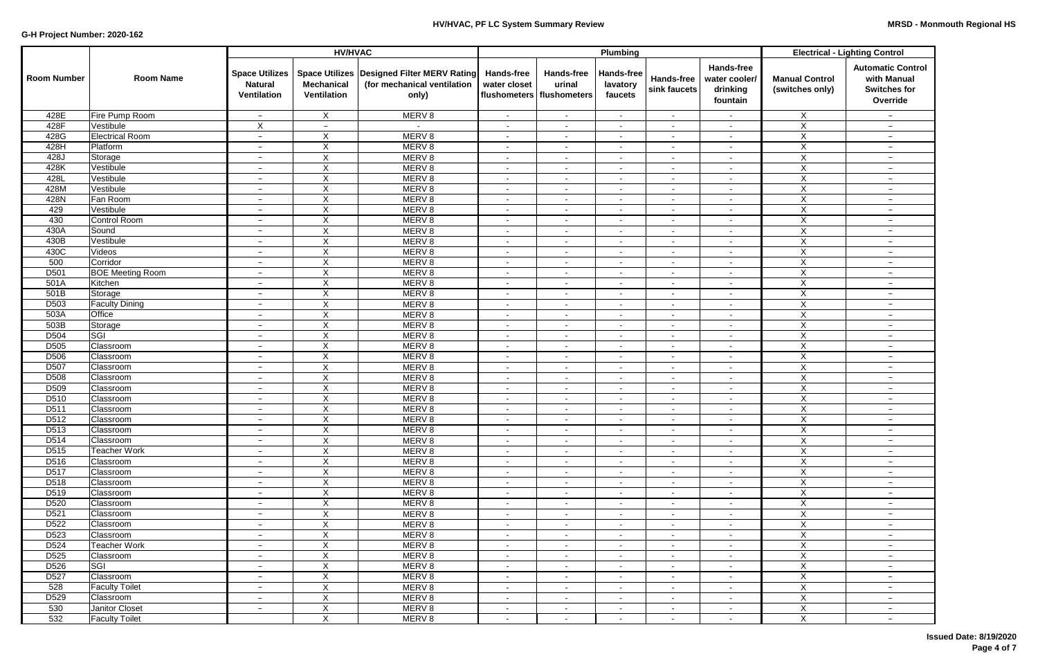| Room Number | Room Name | HV/HVAC | | | Plumbing | | | | | Electrical - Lighting Control | |
|---|---|---|---|---|---|---|---|---|---|---|---|
| | | Space Utilizes Natural Ventilation | Space Utilizes Mechanical Ventilation | Designed Filter MERV Rating (for mechanical ventilation only) | Hands-free water closet flushometers | Hands-free urinal flushometers | Hands-free lavatory faucets | Hands-free sink faucets | Hands-free water cooler/ drinking fountain | Manual Control (switches only) | Automatic Control with Manual Switches for Override |
| 428E | Fire Pump Room | - | X | MERV 8 | - | - | - | - | - | X | - |
| 428F | Vestibule | X | - | - | - | - | - | - | - | X | - |
| 428G | Electrical Room | - | X | MERV 8 | - | - | - | - | - | X | - |
| 428H | Platform | - | X | MERV 8 | - | - | - | - | - | X | - |
| 428J | Storage | - | X | MERV 8 | - | - | - | - | - | X | - |
| 428K | Vestibule | - | X | MERV 8 | - | - | - | - | - | X | - |
| 428L | Vestibule | - | X | MERV 8 | - | - | - | - | - | X | - |
| 428M | Vestibule | - | X | MERV 8 | - | - | - | - | - | X | - |
| 428N | Fan Room | - | X | MERV 8 | - | - | - | - | - | X | - |
| 429 | Vestibule | - | X | MERV 8 | - | - | - | - | - | X | - |
| 430 | Control Room | - | X | MERV 8 | - | - | - | - | - | X | - |
| 430A | Sound | - | X | MERV 8 | - | - | - | - | - | X | - |
| 430B | Vestibule | - | X | MERV 8 | - | - | - | - | - | X | - |
| 430C | Videos | - | X | MERV 8 | - | - | - | - | - | X | - |
| 500 | Corridor | - | X | MERV 8 | - | - | - | - | - | X | - |
| D501 | BOE Meeting Room | - | X | MERV 8 | - | - | - | - | - | X | - |
| 501A | Kitchen | - | X | MERV 8 | - | - | - | - | - | X | - |
| 501B | Storage | - | X | MERV 8 | - | - | - | - | - | X | - |
| D503 | Faculty Dining | - | X | MERV 8 | - | - | - | - | - | X | - |
| 503A | Office | - | X | MERV 8 | - | - | - | - | - | X | - |
| 503B | Storage | - | X | MERV 8 | - | - | - | - | - | X | - |
| D504 | SGI | - | X | MERV 8 | - | - | - | - | - | X | - |
| D505 | Classroom | - | X | MERV 8 | - | - | - | - | - | X | - |
| D506 | Classroom | - | X | MERV 8 | - | - | - | - | - | X | - |
| D507 | Classroom | - | X | MERV 8 | - | - | - | - | - | X | - |
| D508 | Classroom | - | X | MERV 8 | - | - | - | - | - | X | - |
| D509 | Classroom | - | X | MERV 8 | - | - | - | - | - | X | - |
| D510 | Classroom | - | X | MERV 8 | - | - | - | - | - | X | - |
| D511 | Classroom | - | X | MERV 8 | - | - | - | - | - | X | - |
| D512 | Classroom | - | X | MERV 8 | - | - | - | - | - | X | - |
| D513 | Classroom | - | X | MERV 8 | - | - | - | - | - | X | - |
| D514 | Classroom | - | X | MERV 8 | - | - | - | - | - | X | - |
| D515 | Teacher Work | - | X | MERV 8 | - | - | - | - | - | X | - |
| D516 | Classroom | - | X | MERV 8 | - | - | - | - | - | X | - |
| D517 | Classroom | - | X | MERV 8 | - | - | - | - | - | X | - |
| D518 | Classroom | - | X | MERV 8 | - | - | - | - | - | X | - |
| D519 | Classroom | - | X | MERV 8 | - | - | - | - | - | X | - |
| D520 | Classroom | - | X | MERV 8 | - | - | - | - | - | X | - |
| D521 | Classroom | - | X | MERV 8 | - | - | - | - | - | X | - |
| D522 | Classroom | - | X | MERV 8 | - | - | - | - | - | X | - |
| D523 | Classroom | - | X | MERV 8 | - | - | - | - | - | X | - |
| D524 | Teacher Work | - | X | MERV 8 | - | - | - | - | - | X | - |
| D525 | Classroom | - | X | MERV 8 | - | - | - | - | - | X | - |
| D526 | SGI | - | X | MERV 8 | - | - | - | - | - | X | - |
| D527 | Classroom | - | X | MERV 8 | - | - | - | - | - | X | - |
| 528 | Faculty Toilet | - | X | MERV 8 | - | - | - | - | - | X | - |
| D529 | Classroom | - | X | MERV 8 | - | - | - | - | - | X | - |
| 530 | Janitor Closet | - | X | MERV 8 | - | - | - | - | - | X | - |
| 532 | Faculty Toilet | | X | MERV 8 | - | - | - | - | - | X | - |

**Issued Date: 8/19/2020**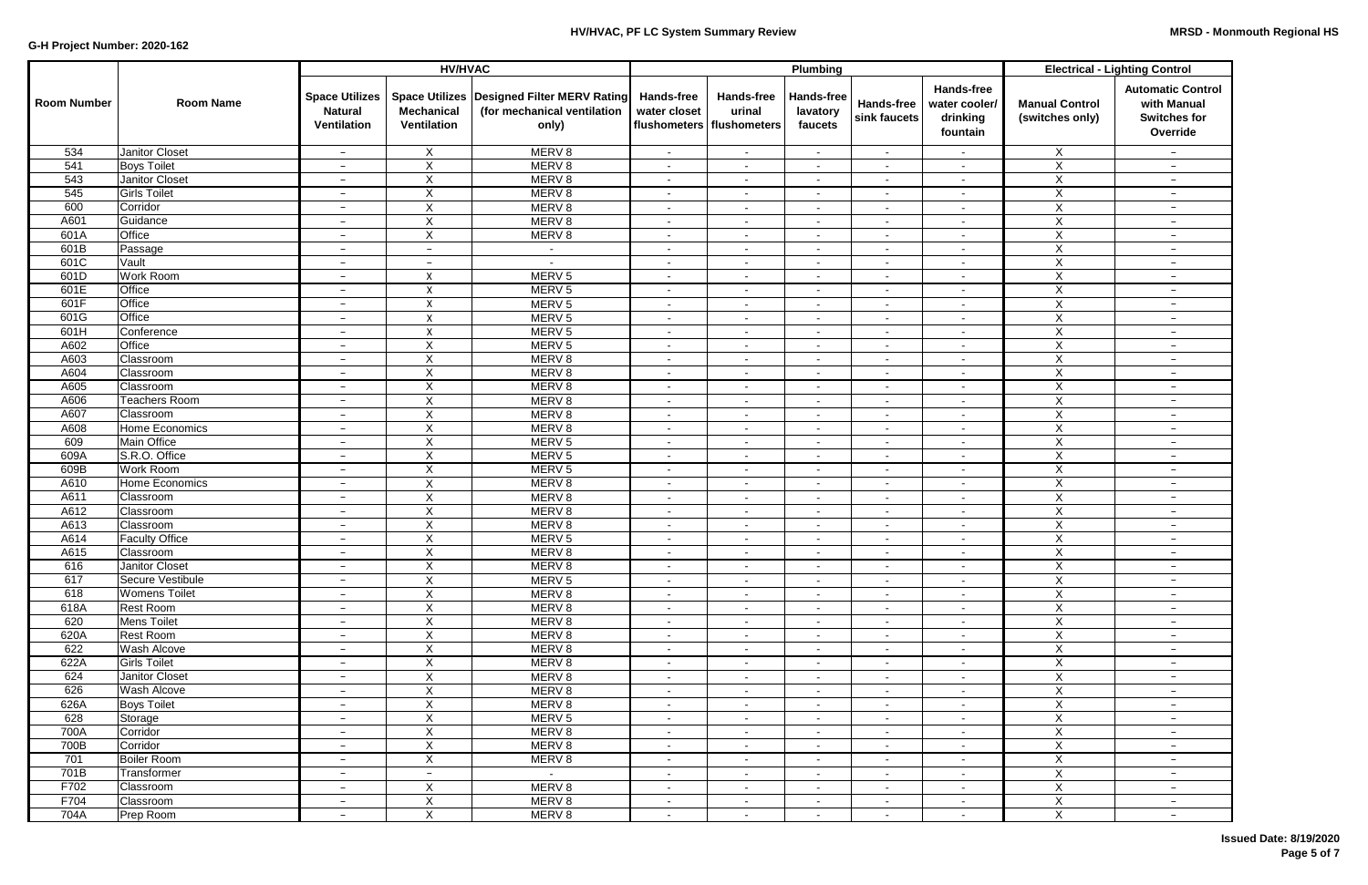**G-H Project Number: 2020-162**

**HV/HVAC, PF LC System Summary Review**

**MRSD - Monmouth Regional HS**

| Room Number | Room Name | HV/HVAC | | | Plumbing | | | | | Electrical - Lighting Control | |
|---|---|---|---|---|---|---|---|---|---|---|---|
| | | Space Utilizes Natural Ventilation | Space Utilizes Mechanical Ventilation | Designed Filter MERV Rating (for mechanical ventilation only) | Hands-free water closet flushometers | Hands-free urinal flushometers | Hands-free lavatory faucets | Hands-free sink faucets | Hands-free water cooler/ drinking fountain | Manual Control (switches only) | Automatic Control with Manual Switches for Override |
| 534 | Janitor Closet | – | X | MERV 8 | - | - | - | - | - | X | – |
| 541 | Boys Toilet | – | X | MERV 8 | - | - | - | - | - | X | – |
| 543 | Janitor Closet | – | X | MERV 8 | - | - | - | - | - | X | – |
| 545 | Girls Toilet | – | X | MERV 8 | - | - | - | - | - | X | – |
| 600 | Corridor | – | X | MERV 8 | - | - | - | - | - | X | – |
| A601 | Guidance | – | X | MERV 8 | - | - | - | - | - | X | – |
| 601A | Office | – | X | MERV 8 | - | - | - | - | - | X | – |
| 601B | Passage | – | – | - | - | - | - | - | - | X | – |
| 601C | Vault | – | – | - | - | - | - | - | - | X | – |
| 601D | Work Room | – | X | MERV 5 | - | - | - | - | - | X | – |
| 601E | Office | – | X | MERV 5 | - | - | - | - | - | X | – |
| 601F | Office | – | X | MERV 5 | - | - | - | - | - | X | – |
| 601G | Office | – | X | MERV 5 | - | - | - | - | - | X | – |
| 601H | Conference | – | X | MERV 5 | - | - | - | - | - | X | – |
| A602 | Office | – | X | MERV 5 | - | - | - | - | - | X | – |
| A603 | Classroom | – | X | MERV 8 | - | - | - | - | - | X | – |
| A604 | Classroom | – | X | MERV 8 | - | - | - | - | - | X | – |
| A605 | Classroom | – | X | MERV 8 | - | - | - | - | - | X | – |
| A606 | Teachers Room | – | X | MERV 8 | - | - | - | - | - | X | – |
| A607 | Classroom | – | X | MERV 8 | - | - | - | - | - | X | – |
| A608 | Home Economics | – | X | MERV 8 | - | - | - | - | - | X | – |
| 609 | Main Office | – | X | MERV 5 | - | - | - | - | - | X | – |
| 609A | S.R.O. Office | – | X | MERV 5 | - | - | - | - | - | X | – |
| 609B | Work Room | – | X | MERV 5 | - | - | - | - | - | X | – |
| A610 | Home Economics | – | X | MERV 8 | - | - | - | - | - | X | – |
| A611 | Classroom | – | X | MERV 8 | - | - | - | - | - | X | – |
| A612 | Classroom | – | X | MERV 8 | - | - | - | - | - | X | – |
| A613 | Classroom | – | X | MERV 8 | - | - | - | - | - | X | – |
| A614 | Faculty Office | – | X | MERV 5 | - | - | - | - | - | X | – |
| A615 | Classroom | – | X | MERV 8 | - | - | - | - | - | X | – |
| 616 | Janitor Closet | – | X | MERV 8 | - | - | - | - | - | X | – |
| 617 | Secure Vestibule | – | X | MERV 5 | - | - | - | - | - | X | – |
| 618 | Womens Toilet | – | X | MERV 8 | - | - | - | - | - | X | – |
| 618A | Rest Room | – | X | MERV 8 | - | - | - | - | - | X | – |
| 620 | Mens Toilet | – | X | MERV 8 | - | - | - | - | - | X | – |
| 620A | Rest Room | – | X | MERV 8 | - | - | - | - | - | X | – |
| 622 | Wash Alcove | – | X | MERV 8 | - | - | - | - | - | X | – |
| 622A | Girls Toilet | – | X | MERV 8 | - | - | - | - | - | X | – |
| 624 | Janitor Closet | – | X | MERV 8 | - | - | - | - | - | X | – |
| 626 | Wash Alcove | – | X | MERV 8 | - | - | - | - | - | X | – |
| 626A | Boys Toilet | – | X | MERV 8 | - | - | - | - | - | X | – |
| 628 | Storage | – | X | MERV 5 | - | - | - | - | - | X | – |
| 700A | Corridor | – | X | MERV 8 | - | - | - | - | - | X | – |
| 700B | Corridor | – | X | MERV 8 | - | - | - | - | - | X | – |
| 701 | Boiler Room | – | X | MERV 8 | - | - | - | - | - | X | – |
| 701B | Transformer | – | – | - | - | - | - | - | - | X | – |
| F702 | Classroom | – | X | MERV 8 | - | - | - | - | - | X | – |
| F704 | Classroom | – | X | MERV 8 | - | - | - | - | - | X | – |
| 704A | Prep Room | – | X | MERV 8 | - | - | - | - | - | X | – |

**Issued Date: 8/19/2020**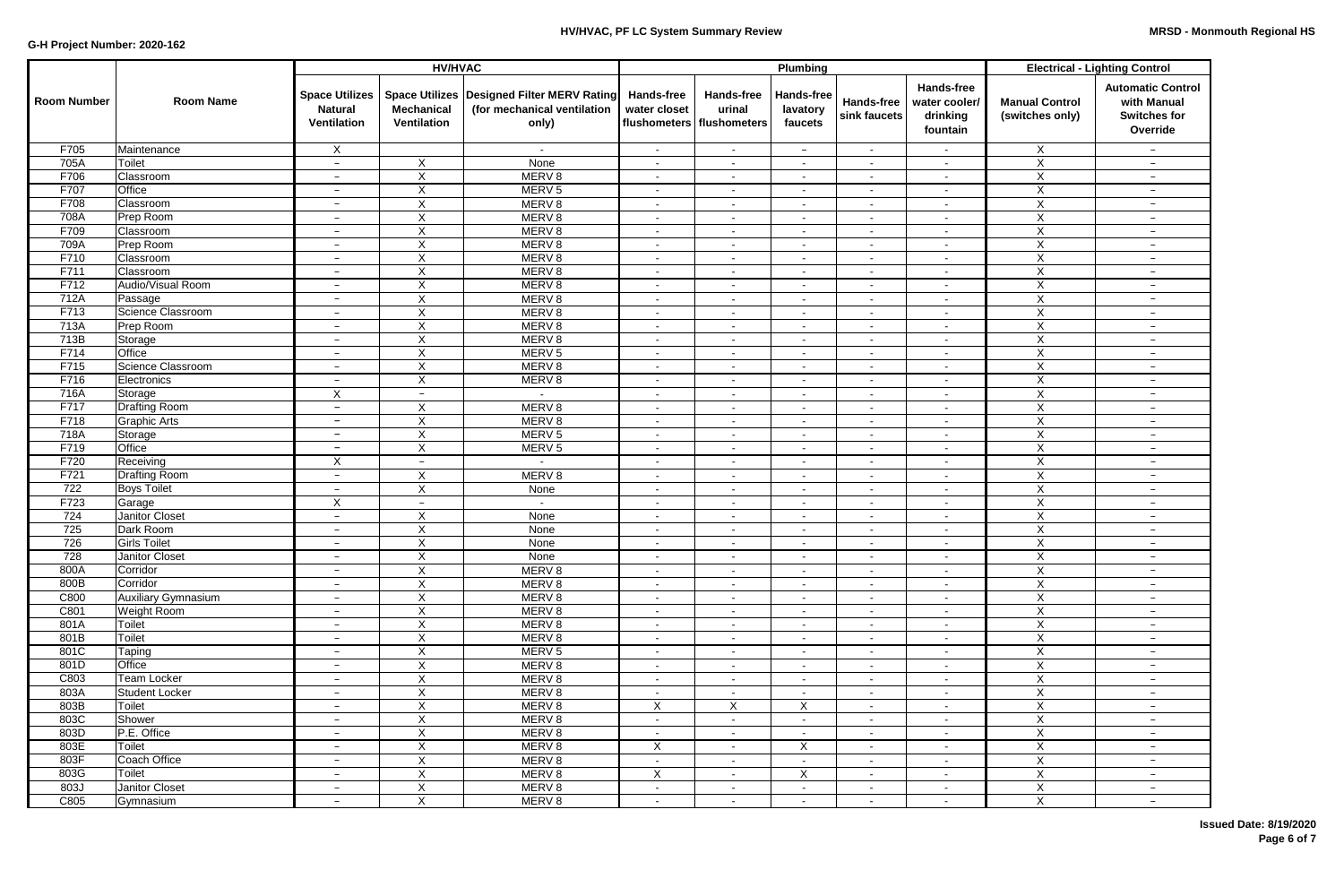**G-H Project Number: 2020-162**

**HV/HVAC, PF LC System Summary Review**

**MRSD - Monmouth Regional HS**

| Room Number | Room Name | HV/HVAC | | | Plumbing | | | | | Electrical - Lighting Control | |
|---|---|---|---|---|---|---|---|---|---|---|---|
| | | Space Utilizes Natural Ventilation | Space Utilizes Mechanical Ventilation | Designed Filter MERV Rating (for mechanical ventilation only) | Hands-free water closet flushometers | Hands-free urinal flushometers | Hands-free lavatory faucets | Hands-free sink faucets | Hands-free water cooler/ drinking fountain | Manual Control (switches only) | Automatic Control with Manual Switches for Override |
| F705 | Maintenance | X | | - | - | - | - | - | - | X | - |
| 705A | Toilet | - | X | None | - | - | - | - | - | X | - |
| F706 | Classroom | - | X | MERV 8 | - | - | - | - | - | X | - |
| F707 | Office | - | X | MERV 5 | - | - | - | - | - | X | - |
| F708 | Classroom | - | X | MERV 8 | - | - | - | - | - | X | - |
| 708A | Prep Room | - | X | MERV 8 | - | - | - | - | - | X | - |
| F709 | Classroom | - | X | MERV 8 | - | - | - | - | - | X | - |
| 709A | Prep Room | - | X | MERV 8 | - | - | - | - | - | X | - |
| F710 | Classroom | - | X | MERV 8 | - | - | - | - | - | X | - |
| F711 | Classroom | - | X | MERV 8 | - | - | - | - | - | X | - |
| F712 | Audio/Visual Room | - | X | MERV 8 | - | - | - | - | - | X | - |
| 712A | Passage | - | X | MERV 8 | - | - | - | - | - | X | - |
| F713 | Science Classroom | - | X | MERV 8 | - | - | - | - | - | X | - |
| 713A | Prep Room | - | X | MERV 8 | - | - | - | - | - | X | - |
| 713B | Storage | - | X | MERV 8 | - | - | - | - | - | X | - |
| F714 | Office | - | X | MERV 5 | - | - | - | - | - | X | - |
| F715 | Science Classroom | - | X | MERV 8 | - | - | - | - | - | X | - |
| F716 | Electronics | - | X | MERV 8 | - | - | - | - | - | X | - |
| 716A | Storage | X | - | - | - | - | - | - | - | X | - |
| F717 | Drafting Room | - | X | MERV 8 | - | - | - | - | - | X | - |
| F718 | Graphic Arts | - | X | MERV 8 | - | - | - | - | - | X | - |
| 718A | Storage | - | X | MERV 5 | - | - | - | - | - | X | - |
| F719 | Office | - | X | MERV 5 | - | - | - | - | - | X | - |
| F720 | Receiving | X | - | - | - | - | - | - | - | X | - |
| F721 | Drafting Room | - | X | MERV 8 | - | - | - | - | - | X | - |
| 722 | Boys Toilet | - | X | None | - | - | - | - | - | X | - |
| F723 | Garage | X | - | - | - | - | - | - | - | X | - |
| 724 | Janitor Closet | - | X | None | - | - | - | - | - | X | - |
| 725 | Dark Room | - | X | None | - | - | - | - | - | X | - |
| 726 | Girls Toilet | - | X | None | - | - | - | - | - | X | - |
| 728 | Janitor Closet | - | X | None | - | - | - | - | - | X | - |
| 800A | Corridor | - | X | MERV 8 | - | - | - | - | - | X | - |
| 800B | Corridor | - | X | MERV 8 | - | - | - | - | - | X | - |
| C800 | Auxiliary Gymnasium | - | X | MERV 8 | - | - | - | - | - | X | - |
| C801 | Weight Room | - | X | MERV 8 | - | - | - | - | - | X | - |
| 801A | Toilet | - | X | MERV 8 | - | - | - | - | - | X | - |
| 801B | Toilet | - | X | MERV 8 | - | - | - | - | - | X | - |
| 801C | Taping | - | X | MERV 5 | - | - | - | - | - | X | - |
| 801D | Office | - | X | MERV 8 | - | - | - | - | - | X | - |
| C803 | Team Locker | - | X | MERV 8 | - | - | - | - | - | X | - |
| 803A | Student Locker | - | X | MERV 8 | - | - | - | - | - | X | - |
| 803B | Toilet | - | X | MERV 8 | X | X | X | - | - | X | - |
| 803C | Shower | - | X | MERV 8 | - | - | - | - | - | X | - |
| 803D | P.E. Office | - | X | MERV 8 | - | - | - | - | - | X | - |
| 803E | Toilet | - | X | MERV 8 | X | - | X | - | - | X | - |
| 803F | Coach Office | - | X | MERV 8 | - | - | - | - | - | X | - |
| 803G | Toilet | - | X | MERV 8 | X | - | X | - | - | X | - |
| 803J | Janitor Closet | - | X | MERV 8 | - | - | - | - | - | X | - |
| C805 | Gymnasium | - | X | MERV 8 | - | - | - | - | - | X | - |

**Issued Date: 8/19/2020**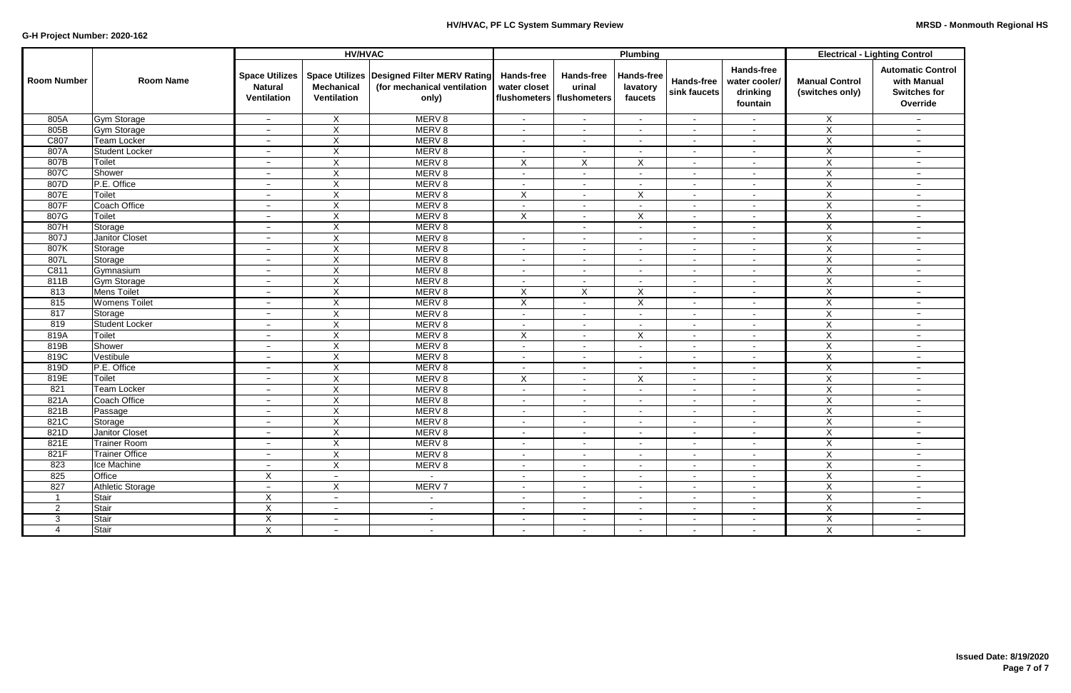| Room Number | Room Name | HV/HVAC | | | Plumbing | | | | | Electrical - Lighting Control | |
|---|---|---|---|---|---|---|---|---|---|---|---|
| | | Space Utilizes Natural Ventilation | Space Utilizes Mechanical Ventilation | Designed Filter MERV Rating (for mechanical ventilation only) | Hands-free water closet flushometers | Hands-free urinal flushometers | Hands-free lavatory faucets | Hands-free sink faucets | Hands-free water cooler/ drinking fountain | Manual Control (switches only) | Automatic Control with Manual Switches for Override |
| 805A | Gym Storage | – | X | MERV 8 | - | - | - | - | - | X | – |
| 805B | Gym Storage | – | X | MERV 8 | - | - | - | - | - | X | – |
| C807 | Team Locker | – | X | MERV 8 | - | - | - | - | - | X | – |
| 807A | Student Locker | – | X | MERV 8 | - | - | - | - | - | X | – |
| 807B | Toilet | – | X | MERV 8 | X | X | X | - | - | X | – |
| 807C | Shower | – | X | MERV 8 | - | - | - | - | - | X | – |
| 807D | P.E. Office | – | X | MERV 8 | - | - | - | - | - | X | – |
| 807E | Toilet | – | X | MERV 8 | X | - | X | - | - | X | – |
| 807F | Coach Office | – | X | MERV 8 | - | - | - | - | - | X | – |
| 807G | Toilet | – | X | MERV 8 | X | - | X | - | - | X | – |
| 807H | Storage | – | X | MERV 8 | | - | - | - | - | X | – |
| 807J | Janitor Closet | – | X | MERV 8 | - | - | - | - | - | X | – |
| 807K | Storage | – | X | MERV 8 | - | - | - | - | - | X | – |
| 807L | Storage | – | X | MERV 8 | - | - | - | - | - | X | – |
| C811 | Gymnasium | – | X | MERV 8 | - | - | - | - | - | X | – |
| 811B | Gym Storage | – | X | MERV 8 | - | - | - | - | - | X | – |
| 813 | Mens Toilet | – | X | MERV 8 | X | X | X | - | - | X | – |
| 815 | Womens Toilet | – | X | MERV 8 | X | - | X | - | - | X | – |
| 817 | Storage | – | X | MERV 8 | - | - | - | - | - | X | – |
| 819 | Student Locker | – | X | MERV 8 | - | - | - | - | - | X | – |
| 819A | Toilet | – | X | MERV 8 | X | - | X | - | - | X | – |
| 819B | Shower | – | X | MERV 8 | - | - | - | - | - | X | – |
| 819C | Vestibule | – | X | MERV 8 | - | - | - | - | - | X | – |
| 819D | P.E. Office | – | X | MERV 8 | - | - | - | - | - | X | – |
| 819E | Toilet | – | X | MERV 8 | X | - | X | - | - | X | – |
| 821 | Team Locker | – | X | MERV 8 | - | - | - | - | - | X | – |
| 821A | Coach Office | – | X | MERV 8 | - | - | - | - | - | X | – |
| 821B | Passage | – | X | MERV 8 | - | - | - | - | - | X | – |
| 821C | Storage | – | X | MERV 8 | - | - | - | - | - | X | – |
| 821D | Janitor Closet | – | X | MERV 8 | - | - | - | - | - | X | – |
| 821E | Trainer Room | – | X | MERV 8 | - | - | - | - | - | X | – |
| 821F | Trainer Office | – | X | MERV 8 | - | - | - | - | - | X | – |
| 823 | Ice Machine | – | X | MERV 8 | - | - | - | - | - | X | – |
| 825 | Office | X | – | - | - | - | - | - | - | X | – |
| 827 | Athletic Storage | – | X | MERV 7 | - | - | - | - | - | X | – |
| 1 | Stair | X | – | - | - | - | - | - | - | X | – |
| 2 | Stair | X | – | - | - | - | - | - | - | X | – |
| 3 | Stair | X | – | - | - | - | - | - | - | X | – |
| 4 | Stair | X | – | - | - | - | - | - | - | X | – |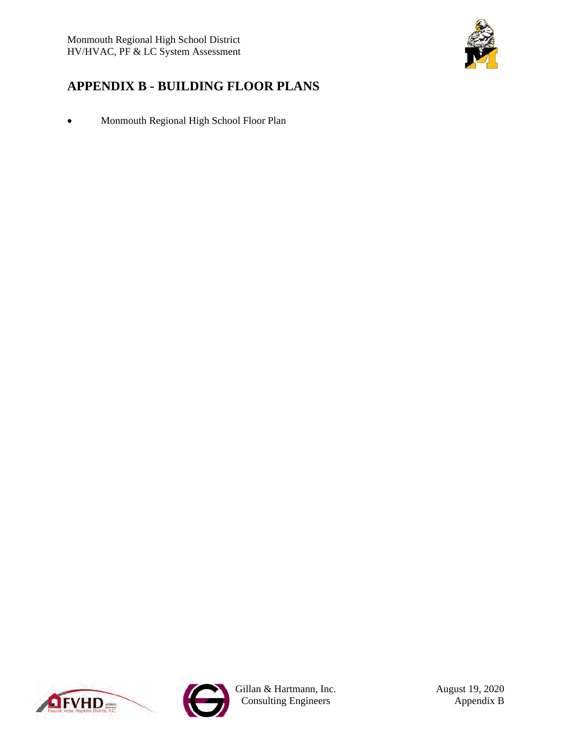## APPENDIX B - BUILDING FLOOR PLANS

- Monmouth Regional High School Floor Plan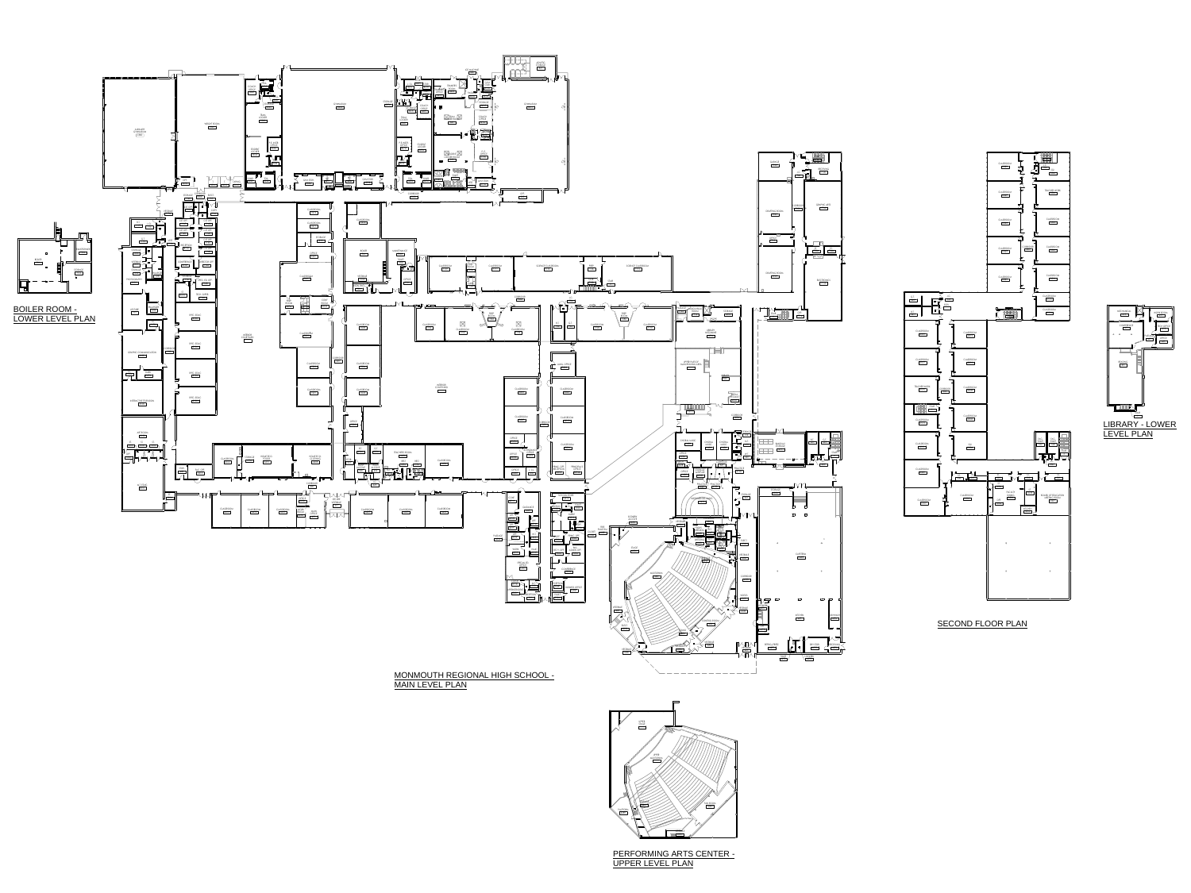BOILER ROOM - LOWER LEVEL PLAN

MONMOUTH REGIONAL HIGH SCHOOL - MAIN LEVEL PLAN

SECOND FLOOR PLAN

LIBRARY - LOWER LEVEL PLAN

PERFORMING ARTS CENTER - UPPER LEVEL PLAN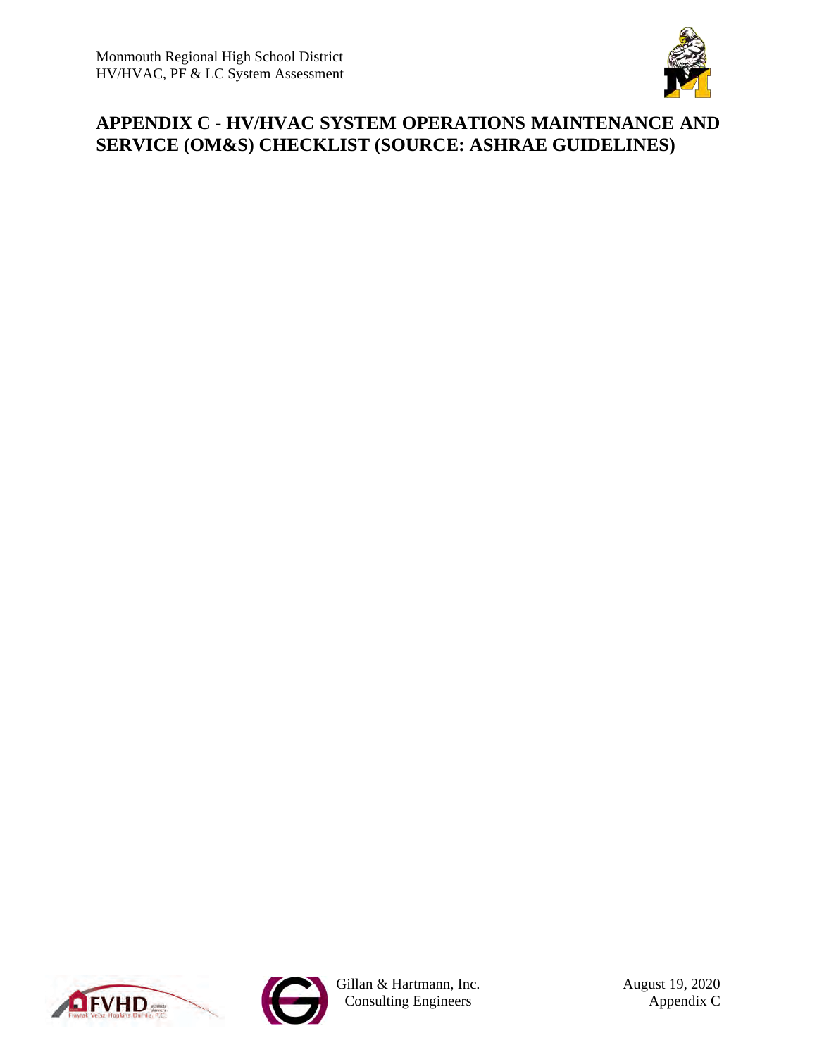# APPENDIX C - HV/HVAC SYSTEM OPERATIONS MAINTENANCE AND SERVICE (OM&S) CHECKLIST (SOURCE: ASHRAE GUIDELINES)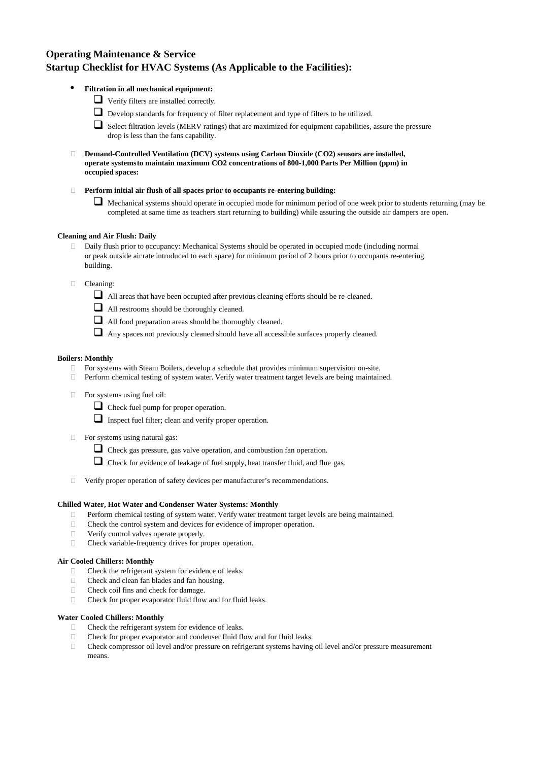## Operating Maintenance & Service
## Startup Checklist for HVAC Systems (As Applicable to the Facilities):

- **Filtration in all mechanical equipment:**
  - ❑ Verify filters are installed correctly.
  - ❑ Develop standards for frequency of filter replacement and type of filters to be utilized.
  - ❑ Select filtration levels (MERV ratings) that are maximized for equipment capabilities, assure the pressure drop is less than the fans capability.

- **Demand-Controlled Ventilation (DCV) systems using Carbon Dioxide ($CO_2$) sensors are installed, operate systems to maintain maximum $CO_2$ concentrations of 800-1,000 Parts Per Million (ppm) in occupied spaces:**

- **Perform initial air flush of all spaces prior to occupants re-entering building:**
  - ❑ Mechanical systems should operate in occupied mode for minimum period of one week prior to students returning (may be completed at same time as teachers start returning to building) while assuring the outside air dampers are open.

**Cleaning and Air Flush: Daily**

- Daily flush prior to occupancy: Mechanical Systems should be operated in occupied mode (including normal or peak outside air rate introduced to each space) for minimum period of 2 hours prior to occupants re-entering building.

- Cleaning:
  - ❑ All areas that have been occupied after previous cleaning efforts should be re-cleaned.
  - ❑ All restrooms should be thoroughly cleaned.
  - ❑ All food preparation areas should be thoroughly cleaned.
  - ❑ Any spaces not previously cleaned should have all accessible surfaces properly cleaned.

**Boilers: Monthly**

- For systems with Steam Boilers, develop a schedule that provides minimum supervision on-site.
- Perform chemical testing of system water. Verify water treatment target levels are being maintained.

- For systems using fuel oil:
  - ❑ Check fuel pump for proper operation.
  - ❑ Inspect fuel filter; clean and verify proper operation.

- For systems using natural gas:
  - ❑ Check gas pressure, gas valve operation, and combustion fan operation.
  - ❑ Check for evidence of leakage of fuel supply, heat transfer fluid, and flue gas.

- Verify proper operation of safety devices per manufacturer's recommendations.

**Chilled Water, Hot Water and Condenser Water Systems: Monthly**

- Perform chemical testing of system water. Verify water treatment target levels are being maintained.
- Check the control system and devices for evidence of improper operation.
- Verify control valves operate properly.
- Check variable-frequency drives for proper operation.

**Air Cooled Chillers: Monthly**

- Check the refrigerant system for evidence of leaks.
- Check and clean fan blades and fan housing.
- Check coil fins and check for damage.
- Check for proper evaporator fluid flow and for fluid leaks.

**Water Cooled Chillers: Monthly**

- Check the refrigerant system for evidence of leaks.
- Check for proper evaporator and condenser fluid flow and for fluid leaks.
- Check compressor oil level and/or pressure on refrigerant systems having oil level and/or pressure measurement means.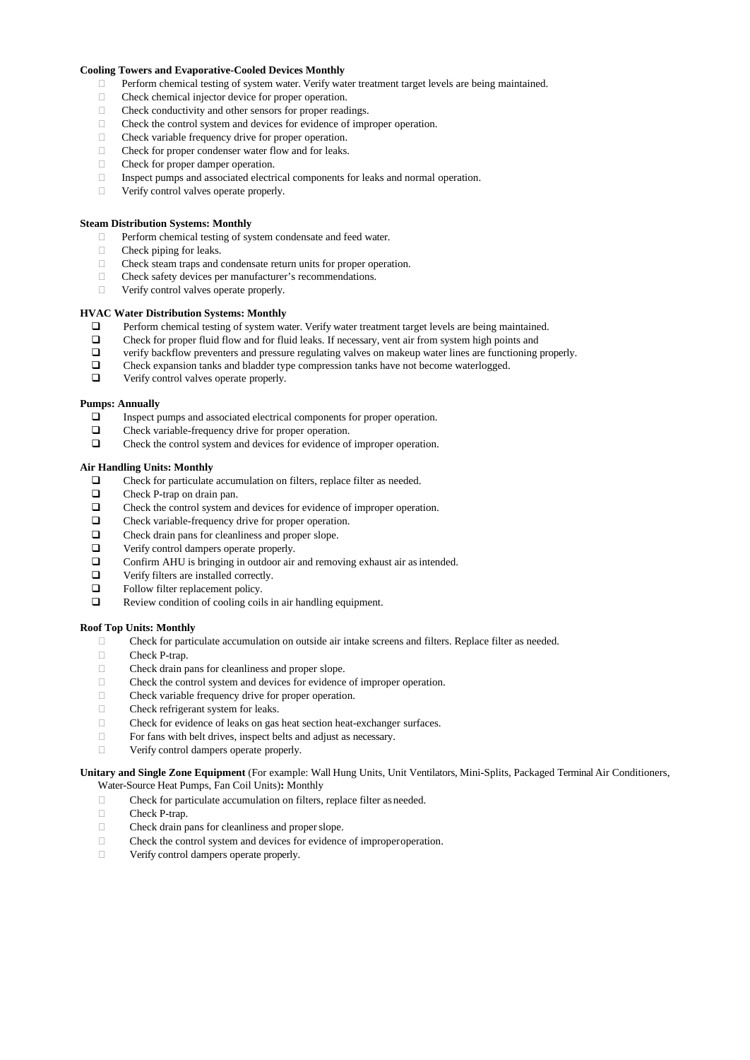**Cooling Towers and Evaporative-Cooled Devices Monthly**

- Perform chemical testing of system water. Verify water treatment target levels are being maintained.
- Check chemical injector device for proper operation.
- Check conductivity and other sensors for proper readings.
- Check the control system and devices for evidence of improper operation.
- Check variable frequency drive for proper operation.
- Check for proper condenser water flow and for leaks.
- Check for proper damper operation.
- Inspect pumps and associated electrical components for leaks and normal operation.
- Verify control valves operate properly.

**Steam Distribution Systems: Monthly**

- Perform chemical testing of system condensate and feed water.
- Check piping for leaks.
- Check steam traps and condensate return units for proper operation.
- Check safety devices per manufacturer's recommendations.
- Verify control valves operate properly.

**HVAC Water Distribution Systems: Monthly**

- Perform chemical testing of system water. Verify water treatment target levels are being maintained.
- Check for proper fluid flow and for fluid leaks. If necessary, vent air from system high points and
- verify backflow preventers and pressure regulating valves on makeup water lines are functioning properly.
- Check expansion tanks and bladder type compression tanks have not become waterlogged.
- Verify control valves operate properly.

**Pumps: Annually**

- Inspect pumps and associated electrical components for proper operation.
- Check variable-frequency drive for proper operation.
- Check the control system and devices for evidence of improper operation.

**Air Handling Units: Monthly**

- Check for particulate accumulation on filters, replace filter as needed.
- Check P-trap on drain pan.
- Check the control system and devices for evidence of improper operation.
- Check variable-frequency drive for proper operation.
- Check drain pans for cleanliness and proper slope.
- Verify control dampers operate properly.
- Confirm AHU is bringing in outdoor air and removing exhaust air as intended.
- Verify filters are installed correctly.
- Follow filter replacement policy.
- Review condition of cooling coils in air handling equipment.

**Roof Top Units: Monthly**

- Check for particulate accumulation on outside air intake screens and filters. Replace filter as needed.
- Check P-trap.
- Check drain pans for cleanliness and proper slope.
- Check the control system and devices for evidence of improper operation.
- Check variable frequency drive for proper operation.
- Check refrigerant system for leaks.
- Check for evidence of leaks on gas heat section heat-exchanger surfaces.
- For fans with belt drives, inspect belts and adjust as necessary.
- Verify control dampers operate properly.

**Unitary and Single Zone Equipment** (For example: Wall Hung Units, Unit Ventilators, Mini-Splits, Packaged Terminal Air Conditioners, Water-Source Heat Pumps, Fan Coil Units)**:** Monthly

- Check for particulate accumulation on filters, replace filter as needed.
- Check P-trap.
- Check drain pans for cleanliness and proper slope.
- Check the control system and devices for evidence of improper operation.
- Verify control dampers operate properly.